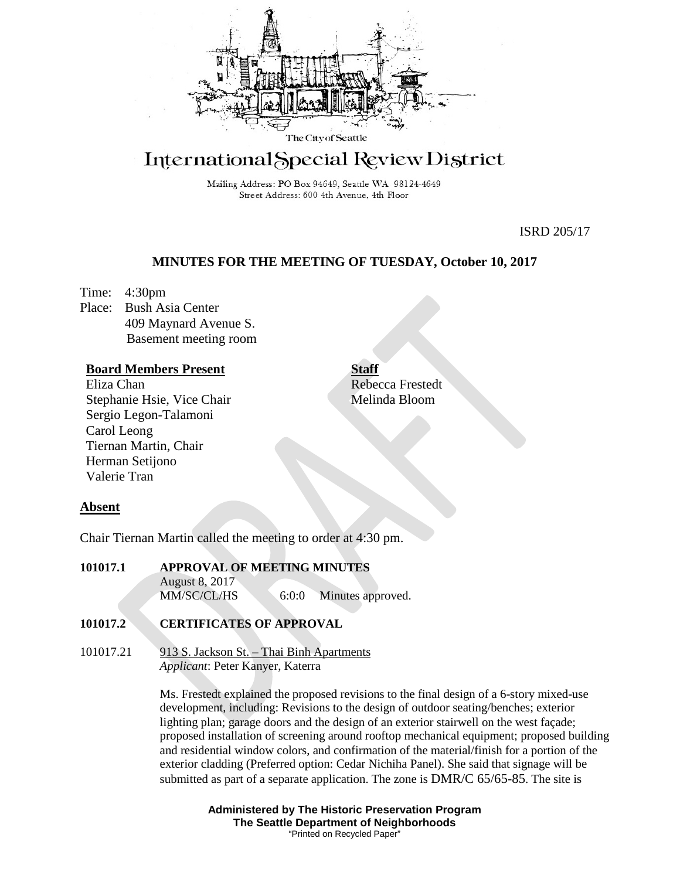The City of Seattle

# International Special Review District

Mailing Address: PO Box 94649, Seattle WA 98124-4649
Street Address: 600 4th Avenue, 4th Floor

ISRD 205/17

## MINUTES FOR THE MEETING OF TUESDAY, October 10, 2017

Time: 4:30pm
Place: Bush Asia Center
409 Maynard Avenue S.
Basement meeting room

**Board Members Present**
Eliza Chan
Stephanie Hsie, Vice Chair
Sergio Legon-Talamoni
Carol Leong
Tiernan Martin, Chair
Herman Setijono
Valerie Tran

**Staff**
Rebecca Frestedt
Melinda Bloom

**Absent**

Chair Tiernan Martin called the meeting to order at 4:30 pm.

**101017.1 APPROVAL OF MEETING MINUTES**
August 8, 2017
MM/SC/CL/HS 6:0:0 Minutes approved.

**101017.2 CERTIFICATES OF APPROVAL**

101017.21 913 S. Jackson St. – Thai Binh Apartments
*Applicant*: Peter Kanyer, Katerra

Ms. Frestedt explained the proposed revisions to the final design of a 6-story mixed-use development, including: Revisions to the design of outdoor seating/benches; exterior lighting plan; garage doors and the design of an exterior stairwell on the west façade; proposed installation of screening around rooftop mechanical equipment; proposed building and residential window colors, and confirmation of the material/finish for a portion of the exterior cladding (Preferred option: Cedar Nichiha Panel). She said that signage will be submitted as part of a separate application. The zone is DMR/C 65/65-85. The site is

**Administered by The Historic Preservation Program**
**The Seattle Department of Neighborhoods**
"Printed on Recycled Paper"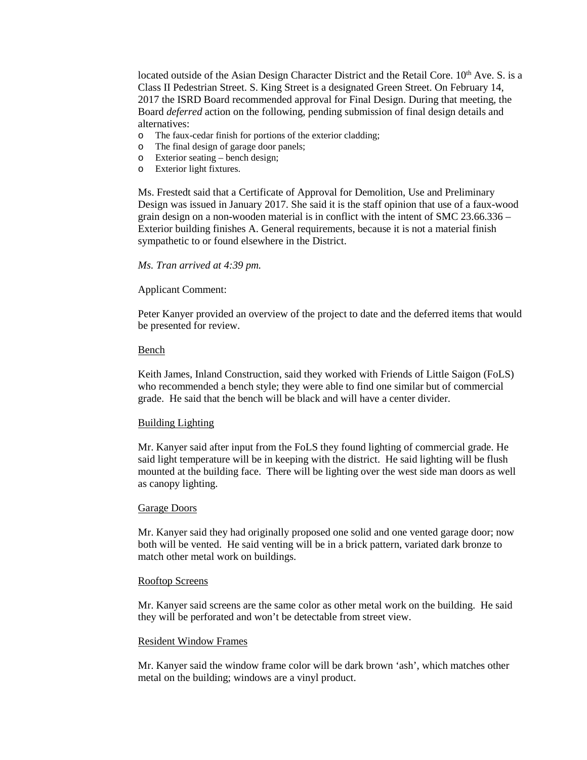located outside of the Asian Design Character District and the Retail Core. 10th Ave. S. is a Class II Pedestrian Street. S. King Street is a designated Green Street. On February 14, 2017 the ISRD Board recommended approval for Final Design. During that meeting, the Board *deferred* action on the following, pending submission of final design details and alternatives:

- The faux-cedar finish for portions of the exterior cladding;
- The final design of garage door panels;
- Exterior seating – bench design;
- Exterior light fixtures.

Ms. Frestedt said that a Certificate of Approval for Demolition, Use and Preliminary Design was issued in January 2017. She said it is the staff opinion that use of a faux-wood grain design on a non-wooden material is in conflict with the intent of SMC 23.66.336 – Exterior building finishes A. General requirements, because it is not a material finish sympathetic to or found elsewhere in the District.

*Ms. Tran arrived at 4:39 pm.*

Applicant Comment:

Peter Kanyer provided an overview of the project to date and the deferred items that would be presented for review.

<u>Bench</u>

Keith James, Inland Construction, said they worked with Friends of Little Saigon (FoLS) who recommended a bench style; they were able to find one similar but of commercial grade. He said that the bench will be black and will have a center divider.

<u>Building Lighting</u>

Mr. Kanyer said after input from the FoLS they found lighting of commercial grade. He said light temperature will be in keeping with the district. He said lighting will be flush mounted at the building face. There will be lighting over the west side man doors as well as canopy lighting.

<u>Garage Doors</u>

Mr. Kanyer said they had originally proposed one solid and one vented garage door; now both will be vented. He said venting will be in a brick pattern, variated dark bronze to match other metal work on buildings.

<u>Rooftop Screens</u>

Mr. Kanyer said screens are the same color as other metal work on the building. He said they will be perforated and won't be detectable from street view.

<u>Resident Window Frames</u>

Mr. Kanyer said the window frame color will be dark brown 'ash', which matches other metal on the building; windows are a vinyl product.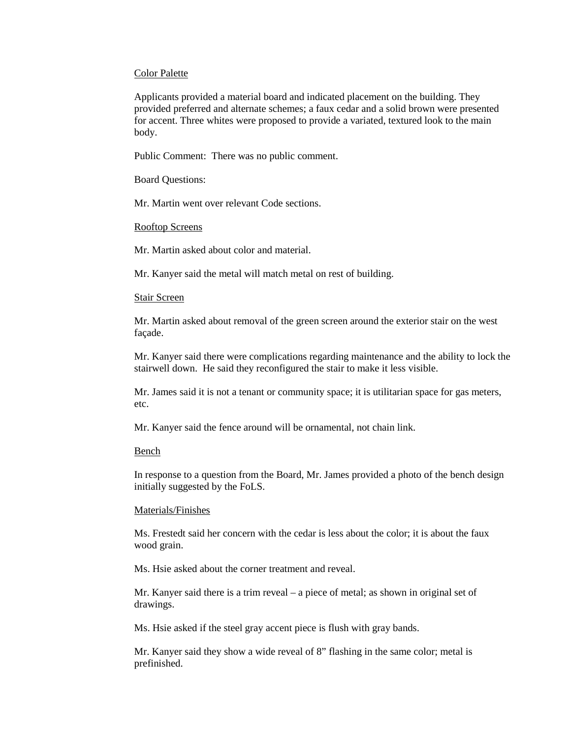Color Palette

Applicants provided a material board and indicated placement on the building. They provided preferred and alternate schemes; a faux cedar and a solid brown were presented for accent. Three whites were proposed to provide a variated, textured look to the main body.

Public Comment: There was no public comment.

Board Questions:

Mr. Martin went over relevant Code sections.

Rooftop Screens

Mr. Martin asked about color and material.

Mr. Kanyer said the metal will match metal on rest of building.

Stair Screen

Mr. Martin asked about removal of the green screen around the exterior stair on the west façade.

Mr. Kanyer said there were complications regarding maintenance and the ability to lock the stairwell down. He said they reconfigured the stair to make it less visible.

Mr. James said it is not a tenant or community space; it is utilitarian space for gas meters, etc.

Mr. Kanyer said the fence around will be ornamental, not chain link.

Bench

In response to a question from the Board, Mr. James provided a photo of the bench design initially suggested by the FoLS.

Materials/Finishes

Ms. Frestedt said her concern with the cedar is less about the color; it is about the faux wood grain.

Ms. Hsie asked about the corner treatment and reveal.

Mr. Kanyer said there is a trim reveal – a piece of metal; as shown in original set of drawings.

Ms. Hsie asked if the steel gray accent piece is flush with gray bands.

Mr. Kanyer said they show a wide reveal of 8" flashing in the same color; metal is prefinished.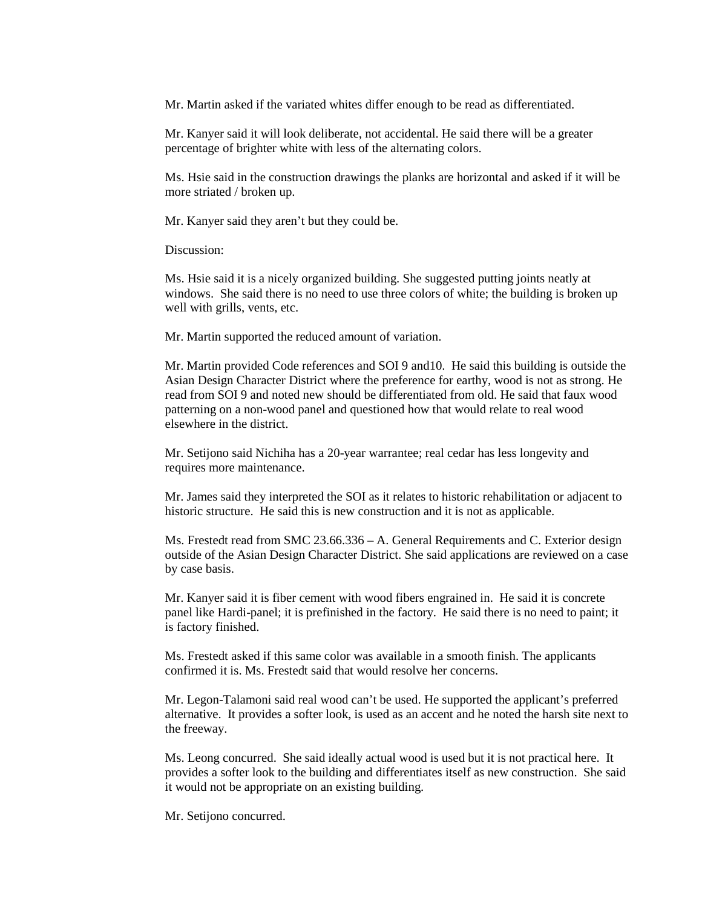Mr. Martin asked if the variated whites differ enough to be read as differentiated.

Mr. Kanyer said it will look deliberate, not accidental. He said there will be a greater percentage of brighter white with less of the alternating colors.

Ms. Hsie said in the construction drawings the planks are horizontal and asked if it will be more striated / broken up.

Mr. Kanyer said they aren't but they could be.

Discussion:

Ms. Hsie said it is a nicely organized building. She suggested putting joints neatly at windows. She said there is no need to use three colors of white; the building is broken up well with grills, vents, etc.

Mr. Martin supported the reduced amount of variation.

Mr. Martin provided Code references and SOI 9 and10. He said this building is outside the Asian Design Character District where the preference for earthy, wood is not as strong. He read from SOI 9 and noted new should be differentiated from old. He said that faux wood patterning on a non-wood panel and questioned how that would relate to real wood elsewhere in the district.

Mr. Setijono said Nichiha has a 20-year warrantee; real cedar has less longevity and requires more maintenance.

Mr. James said they interpreted the SOI as it relates to historic rehabilitation or adjacent to historic structure. He said this is new construction and it is not as applicable.

Ms. Frestedt read from SMC 23.66.336 – A. General Requirements and C. Exterior design outside of the Asian Design Character District. She said applications are reviewed on a case by case basis.

Mr. Kanyer said it is fiber cement with wood fibers engrained in. He said it is concrete panel like Hardi-panel; it is prefinished in the factory. He said there is no need to paint; it is factory finished.

Ms. Frestedt asked if this same color was available in a smooth finish. The applicants confirmed it is. Ms. Frestedt said that would resolve her concerns.

Mr. Legon-Talamoni said real wood can't be used. He supported the applicant's preferred alternative. It provides a softer look, is used as an accent and he noted the harsh site next to the freeway.

Ms. Leong concurred. She said ideally actual wood is used but it is not practical here. It provides a softer look to the building and differentiates itself as new construction. She said it would not be appropriate on an existing building.

Mr. Setijono concurred.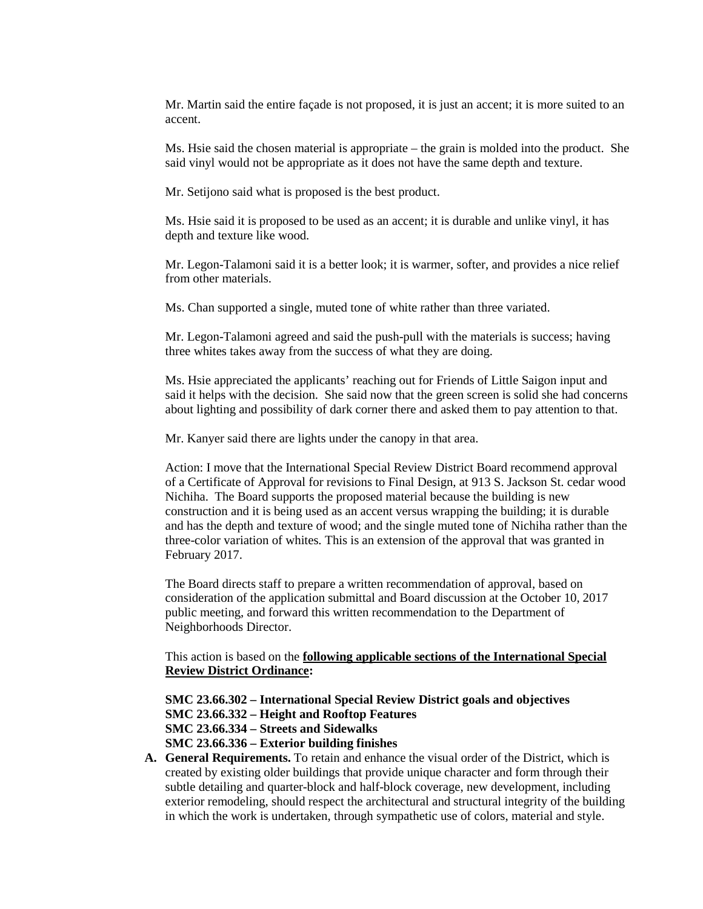Mr. Martin said the entire façade is not proposed, it is just an accent; it is more suited to an accent.

Ms. Hsie said the chosen material is appropriate – the grain is molded into the product. She said vinyl would not be appropriate as it does not have the same depth and texture.

Mr. Setijono said what is proposed is the best product.

Ms. Hsie said it is proposed to be used as an accent; it is durable and unlike vinyl, it has depth and texture like wood.

Mr. Legon-Talamoni said it is a better look; it is warmer, softer, and provides a nice relief from other materials.

Ms. Chan supported a single, muted tone of white rather than three variated.

Mr. Legon-Talamoni agreed and said the push-pull with the materials is success; having three whites takes away from the success of what they are doing.

Ms. Hsie appreciated the applicants' reaching out for Friends of Little Saigon input and said it helps with the decision. She said now that the green screen is solid she had concerns about lighting and possibility of dark corner there and asked them to pay attention to that.

Mr. Kanyer said there are lights under the canopy in that area.

Action: I move that the International Special Review District Board recommend approval of a Certificate of Approval for revisions to Final Design, at 913 S. Jackson St. cedar wood Nichiha. The Board supports the proposed material because the building is new construction and it is being used as an accent versus wrapping the building; it is durable and has the depth and texture of wood; and the single muted tone of Nichiha rather than the three-color variation of whites. This is an extension of the approval that was granted in February 2017.

The Board directs staff to prepare a written recommendation of approval, based on consideration of the application submittal and Board discussion at the October 10, 2017 public meeting, and forward this written recommendation to the Department of Neighborhoods Director.

This action is based on the **following applicable sections of the International Special Review District Ordinance:**

**SMC 23.66.302 – International Special Review District goals and objectives**
**SMC 23.66.332 – Height and Rooftop Features**
**SMC 23.66.334 – Streets and Sidewalks**
**SMC 23.66.336 – Exterior building finishes**

**A. General Requirements.** To retain and enhance the visual order of the District, which is created by existing older buildings that provide unique character and form through their subtle detailing and quarter-block and half-block coverage, new development, including exterior remodeling, should respect the architectural and structural integrity of the building in which the work is undertaken, through sympathetic use of colors, material and style.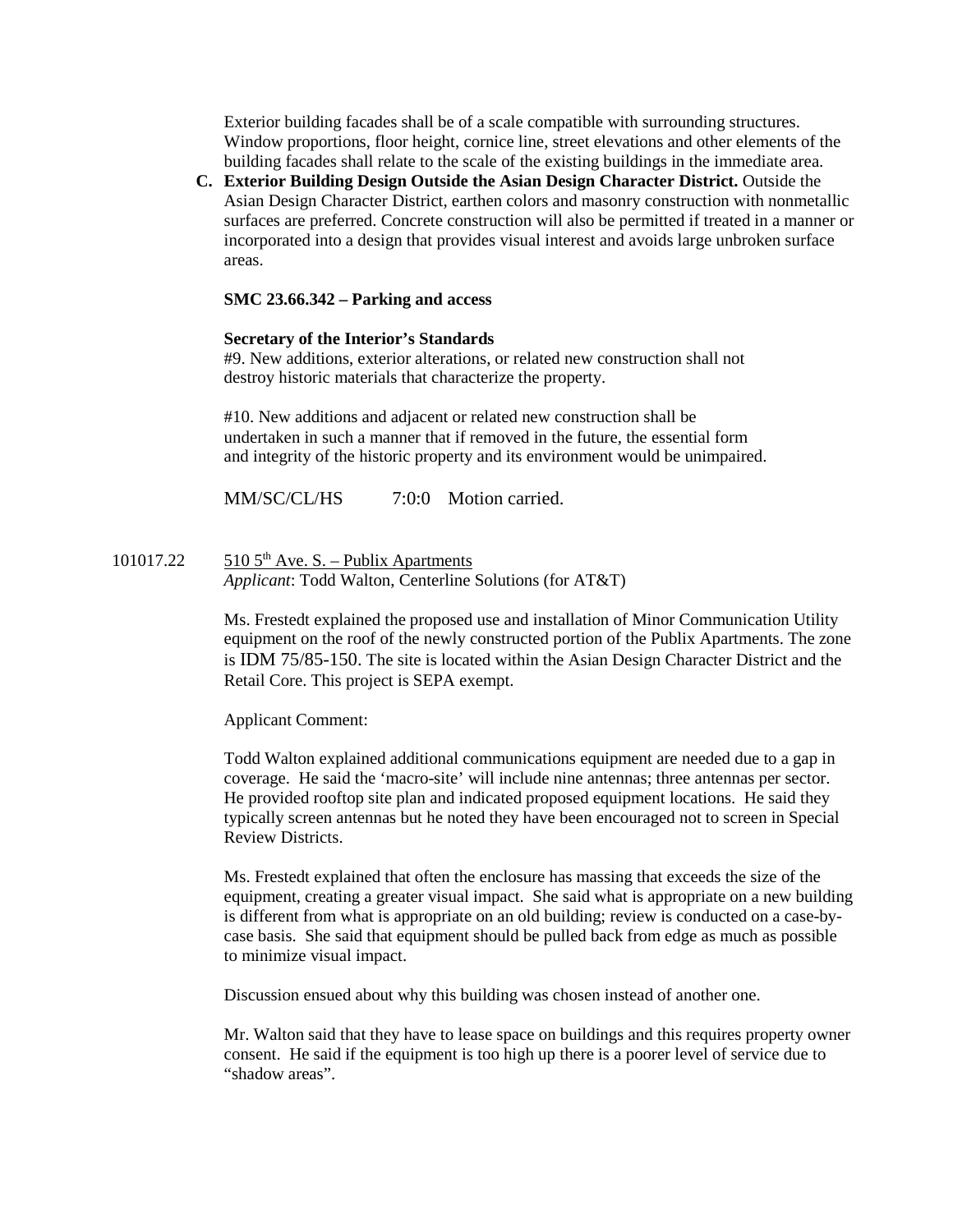Exterior building facades shall be of a scale compatible with surrounding structures. Window proportions, floor height, cornice line, street elevations and other elements of the building facades shall relate to the scale of the existing buildings in the immediate area.

**C. Exterior Building Design Outside the Asian Design Character District.** Outside the Asian Design Character District, earthen colors and masonry construction with nonmetallic surfaces are preferred. Concrete construction will also be permitted if treated in a manner or incorporated into a design that provides visual interest and avoids large unbroken surface areas.

**SMC 23.66.342 – Parking and access**

**Secretary of the Interior's Standards**

#9. New additions, exterior alterations, or related new construction shall not destroy historic materials that characterize the property.

#10. New additions and adjacent or related new construction shall be undertaken in such a manner that if removed in the future, the essential form and integrity of the historic property and its environment would be unimpaired.

MM/SC/CL/HS 7:0:0 Motion carried.

101017.22 510 5th Ave. S. – Publix Apartments

*Applicant*: Todd Walton, Centerline Solutions (for AT&T)

Ms. Frestedt explained the proposed use and installation of Minor Communication Utility equipment on the roof of the newly constructed portion of the Publix Apartments. The zone is IDM 75/85-150. The site is located within the Asian Design Character District and the Retail Core. This project is SEPA exempt.

Applicant Comment:

Todd Walton explained additional communications equipment are needed due to a gap in coverage. He said the 'macro-site' will include nine antennas; three antennas per sector. He provided rooftop site plan and indicated proposed equipment locations. He said they typically screen antennas but he noted they have been encouraged not to screen in Special Review Districts.

Ms. Frestedt explained that often the enclosure has massing that exceeds the size of the equipment, creating a greater visual impact. She said what is appropriate on a new building is different from what is appropriate on an old building; review is conducted on a case-by-case basis. She said that equipment should be pulled back from edge as much as possible to minimize visual impact.

Discussion ensued about why this building was chosen instead of another one.

Mr. Walton said that they have to lease space on buildings and this requires property owner consent. He said if the equipment is too high up there is a poorer level of service due to "shadow areas".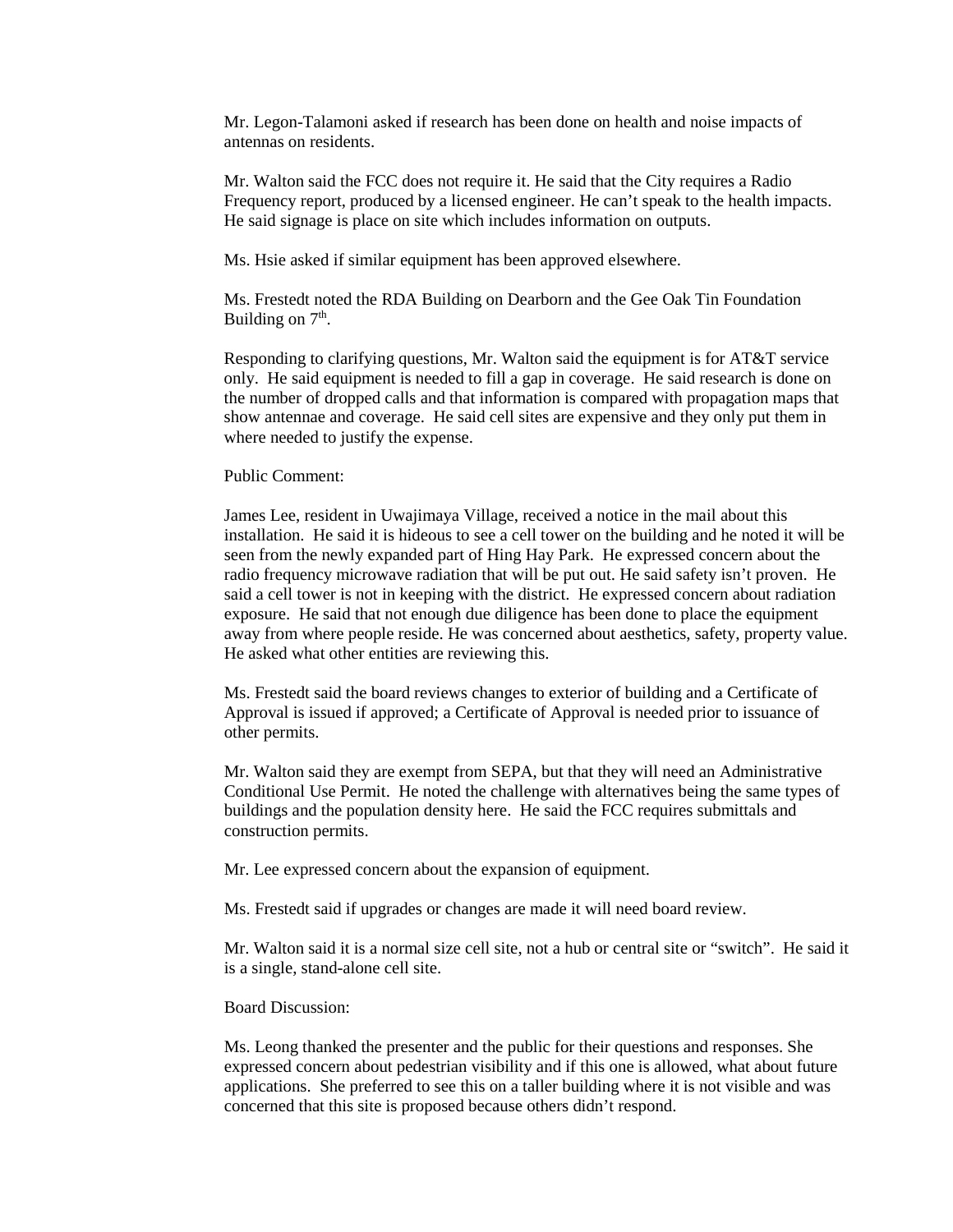Mr. Legon-Talamoni asked if research has been done on health and noise impacts of antennas on residents.

Mr. Walton said the FCC does not require it. He said that the City requires a Radio Frequency report, produced by a licensed engineer. He can't speak to the health impacts. He said signage is place on site which includes information on outputs.

Ms. Hsie asked if similar equipment has been approved elsewhere.

Ms. Frestedt noted the RDA Building on Dearborn and the Gee Oak Tin Foundation Building on 7th.

Responding to clarifying questions, Mr. Walton said the equipment is for AT&T service only. He said equipment is needed to fill a gap in coverage. He said research is done on the number of dropped calls and that information is compared with propagation maps that show antennae and coverage. He said cell sites are expensive and they only put them in where needed to justify the expense.

Public Comment:

James Lee, resident in Uwajimaya Village, received a notice in the mail about this installation. He said it is hideous to see a cell tower on the building and he noted it will be seen from the newly expanded part of Hing Hay Park. He expressed concern about the radio frequency microwave radiation that will be put out. He said safety isn't proven. He said a cell tower is not in keeping with the district. He expressed concern about radiation exposure. He said that not enough due diligence has been done to place the equipment away from where people reside. He was concerned about aesthetics, safety, property value. He asked what other entities are reviewing this.

Ms. Frestedt said the board reviews changes to exterior of building and a Certificate of Approval is issued if approved; a Certificate of Approval is needed prior to issuance of other permits.

Mr. Walton said they are exempt from SEPA, but that they will need an Administrative Conditional Use Permit. He noted the challenge with alternatives being the same types of buildings and the population density here. He said the FCC requires submittals and construction permits.

Mr. Lee expressed concern about the expansion of equipment.

Ms. Frestedt said if upgrades or changes are made it will need board review.

Mr. Walton said it is a normal size cell site, not a hub or central site or "switch". He said it is a single, stand-alone cell site.

Board Discussion:

Ms. Leong thanked the presenter and the public for their questions and responses. She expressed concern about pedestrian visibility and if this one is allowed, what about future applications. She preferred to see this on a taller building where it is not visible and was concerned that this site is proposed because others didn't respond.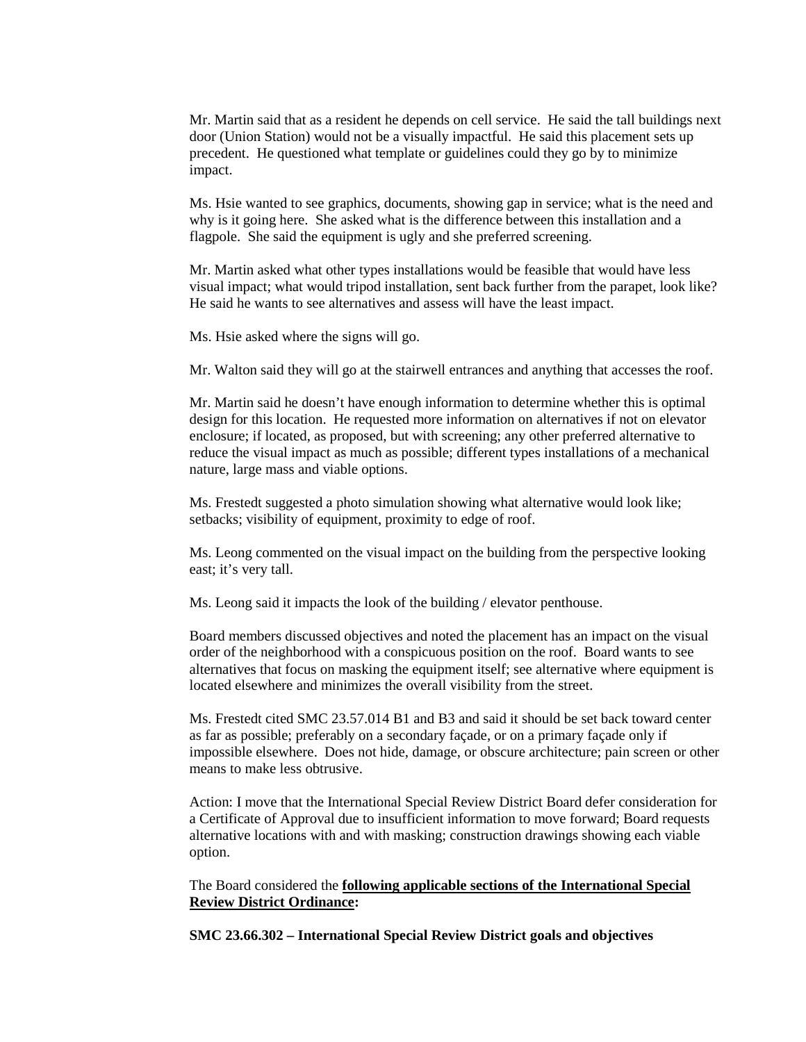Mr. Martin said that as a resident he depends on cell service. He said the tall buildings next door (Union Station) would not be a visually impactful. He said this placement sets up precedent. He questioned what template or guidelines could they go by to minimize impact.

Ms. Hsie wanted to see graphics, documents, showing gap in service; what is the need and why is it going here. She asked what is the difference between this installation and a flagpole. She said the equipment is ugly and she preferred screening.

Mr. Martin asked what other types installations would be feasible that would have less visual impact; what would tripod installation, sent back further from the parapet, look like? He said he wants to see alternatives and assess will have the least impact.

Ms. Hsie asked where the signs will go.

Mr. Walton said they will go at the stairwell entrances and anything that accesses the roof.

Mr. Martin said he doesn't have enough information to determine whether this is optimal design for this location. He requested more information on alternatives if not on elevator enclosure; if located, as proposed, but with screening; any other preferred alternative to reduce the visual impact as much as possible; different types installations of a mechanical nature, large mass and viable options.

Ms. Frestedt suggested a photo simulation showing what alternative would look like; setbacks; visibility of equipment, proximity to edge of roof.

Ms. Leong commented on the visual impact on the building from the perspective looking east; it's very tall.

Ms. Leong said it impacts the look of the building / elevator penthouse.

Board members discussed objectives and noted the placement has an impact on the visual order of the neighborhood with a conspicuous position on the roof. Board wants to see alternatives that focus on masking the equipment itself; see alternative where equipment is located elsewhere and minimizes the overall visibility from the street.

Ms. Frestedt cited SMC 23.57.014 B1 and B3 and said it should be set back toward center as far as possible; preferably on a secondary façade, or on a primary façade only if impossible elsewhere. Does not hide, damage, or obscure architecture; pain screen or other means to make less obtrusive.

Action: I move that the International Special Review District Board defer consideration for a Certificate of Approval due to insufficient information to move forward; Board requests alternative locations with and with masking; construction drawings showing each viable option.

The Board considered the **following applicable sections of the International Special Review District Ordinance:**

**SMC 23.66.302 – International Special Review District goals and objectives**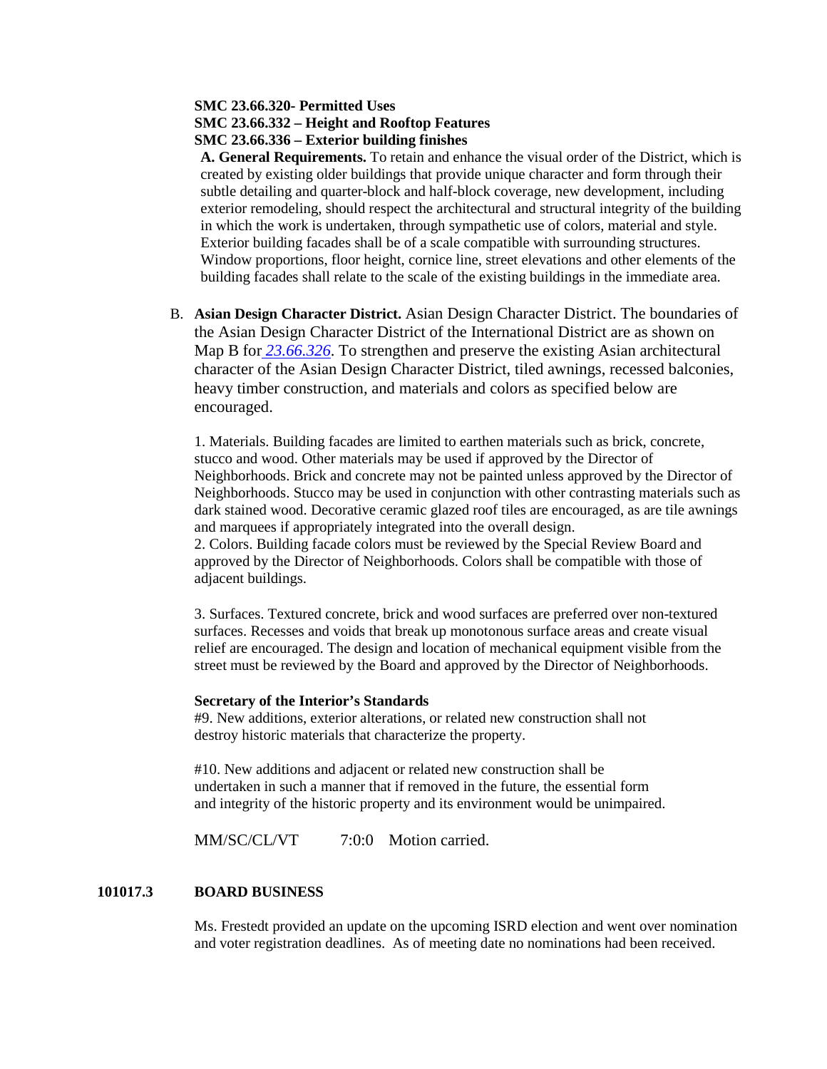**SMC 23.66.320- Permitted Uses**
**SMC 23.66.332 – Height and Rooftop Features**
**SMC 23.66.336 – Exterior building finishes**

**A. General Requirements.** To retain and enhance the visual order of the District, which is created by existing older buildings that provide unique character and form through their subtle detailing and quarter-block and half-block coverage, new development, including exterior remodeling, should respect the architectural and structural integrity of the building in which the work is undertaken, through sympathetic use of colors, material and style. Exterior building facades shall be of a scale compatible with surrounding structures. Window proportions, floor height, cornice line, street elevations and other elements of the building facades shall relate to the scale of the existing buildings in the immediate area.

B. **Asian Design Character District.** Asian Design Character District. The boundaries of the Asian Design Character District of the International District are as shown on Map B for *23.66.326*. To strengthen and preserve the existing Asian architectural character of the Asian Design Character District, tiled awnings, recessed balconies, heavy timber construction, and materials and colors as specified below are encouraged.

1. Materials. Building facades are limited to earthen materials such as brick, concrete, stucco and wood. Other materials may be used if approved by the Director of Neighborhoods. Brick and concrete may not be painted unless approved by the Director of Neighborhoods. Stucco may be used in conjunction with other contrasting materials such as dark stained wood. Decorative ceramic glazed roof tiles are encouraged, as are tile awnings and marquees if appropriately integrated into the overall design.
2. Colors. Building facade colors must be reviewed by the Special Review Board and approved by the Director of Neighborhoods. Colors shall be compatible with those of adjacent buildings.

3. Surfaces. Textured concrete, brick and wood surfaces are preferred over non-textured surfaces. Recesses and voids that break up monotonous surface areas and create visual relief are encouraged. The design and location of mechanical equipment visible from the street must be reviewed by the Board and approved by the Director of Neighborhoods.

**Secretary of the Interior's Standards**
#9. New additions, exterior alterations, or related new construction shall not destroy historic materials that characterize the property.

#10. New additions and adjacent or related new construction shall be undertaken in such a manner that if removed in the future, the essential form and integrity of the historic property and its environment would be unimpaired.

MM/SC/CL/VT 7:0:0 Motion carried.

**101017.3 BOARD BUSINESS**

Ms. Frestedt provided an update on the upcoming ISRD election and went over nomination and voter registration deadlines. As of meeting date no nominations had been received.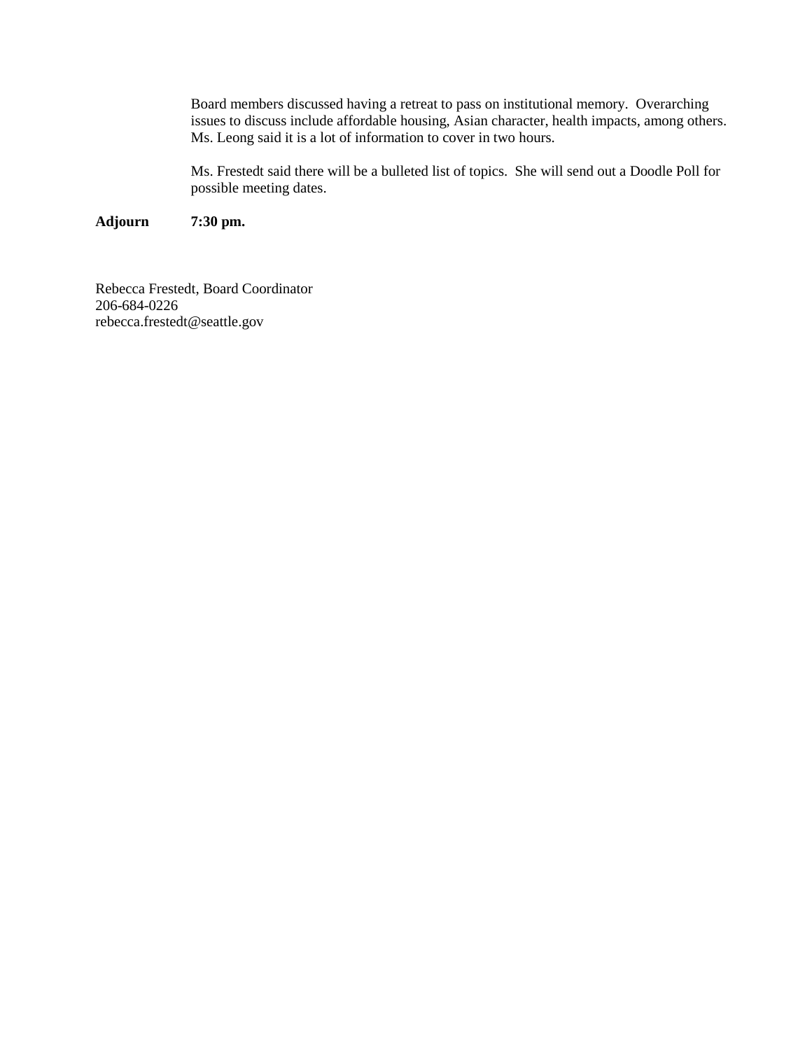Board members discussed having a retreat to pass on institutional memory. Overarching issues to discuss include affordable housing, Asian character, health impacts, among others. Ms. Leong said it is a lot of information to cover in two hours.

Ms. Frestedt said there will be a bulleted list of topics. She will send out a Doodle Poll for possible meeting dates.

**Adjourn** **7:30 pm.**

Rebecca Frestedt, Board Coordinator
206-684-0226
rebecca.frestedt@seattle.gov